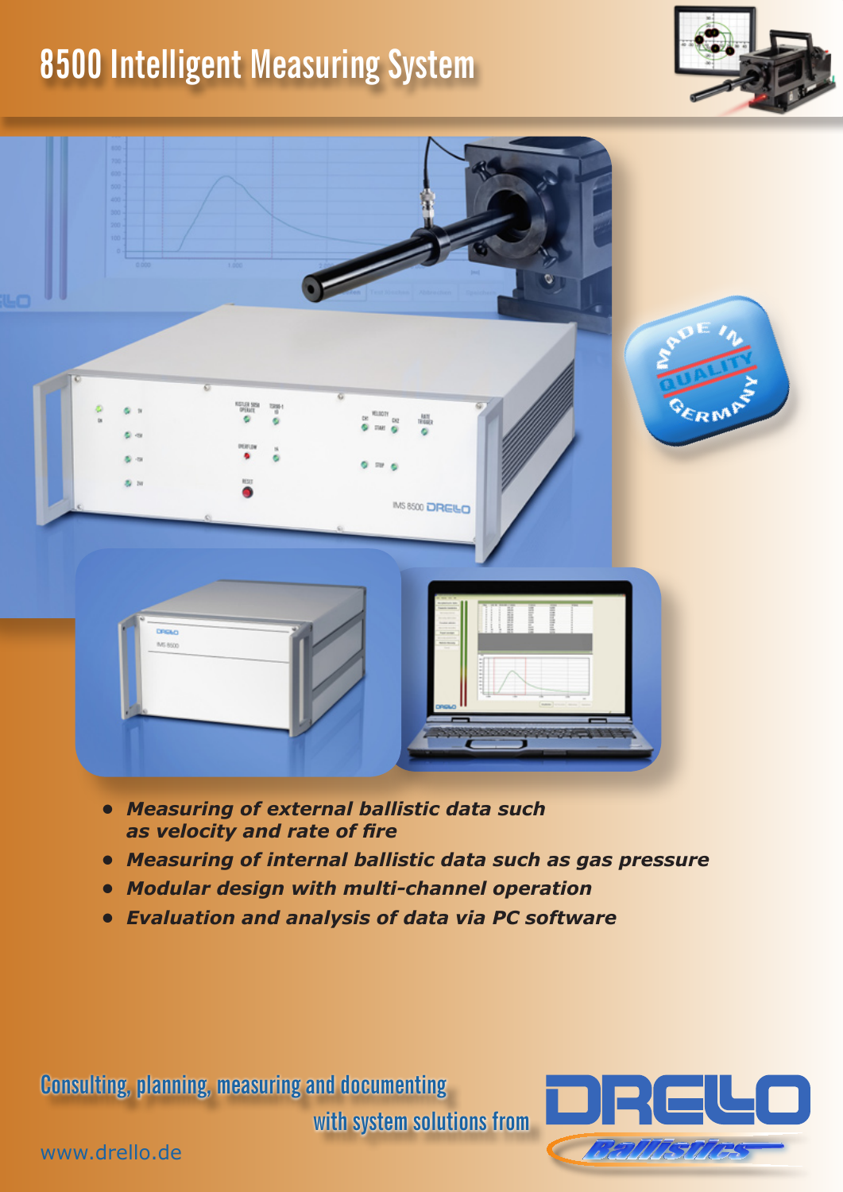# 8500 Intelligent Measuring System

- ***Measuring of external ballistic data such as velocity and rate of fire***
- ***Measuring of internal ballistic data such as gas pressure***
- ***Modular design with multi-channel operation***
- ***Evaluation and analysis of data via PC software***

Consulting, planning, measuring and documenting with system solutions from

DRELLO Ballistics

www.drello.de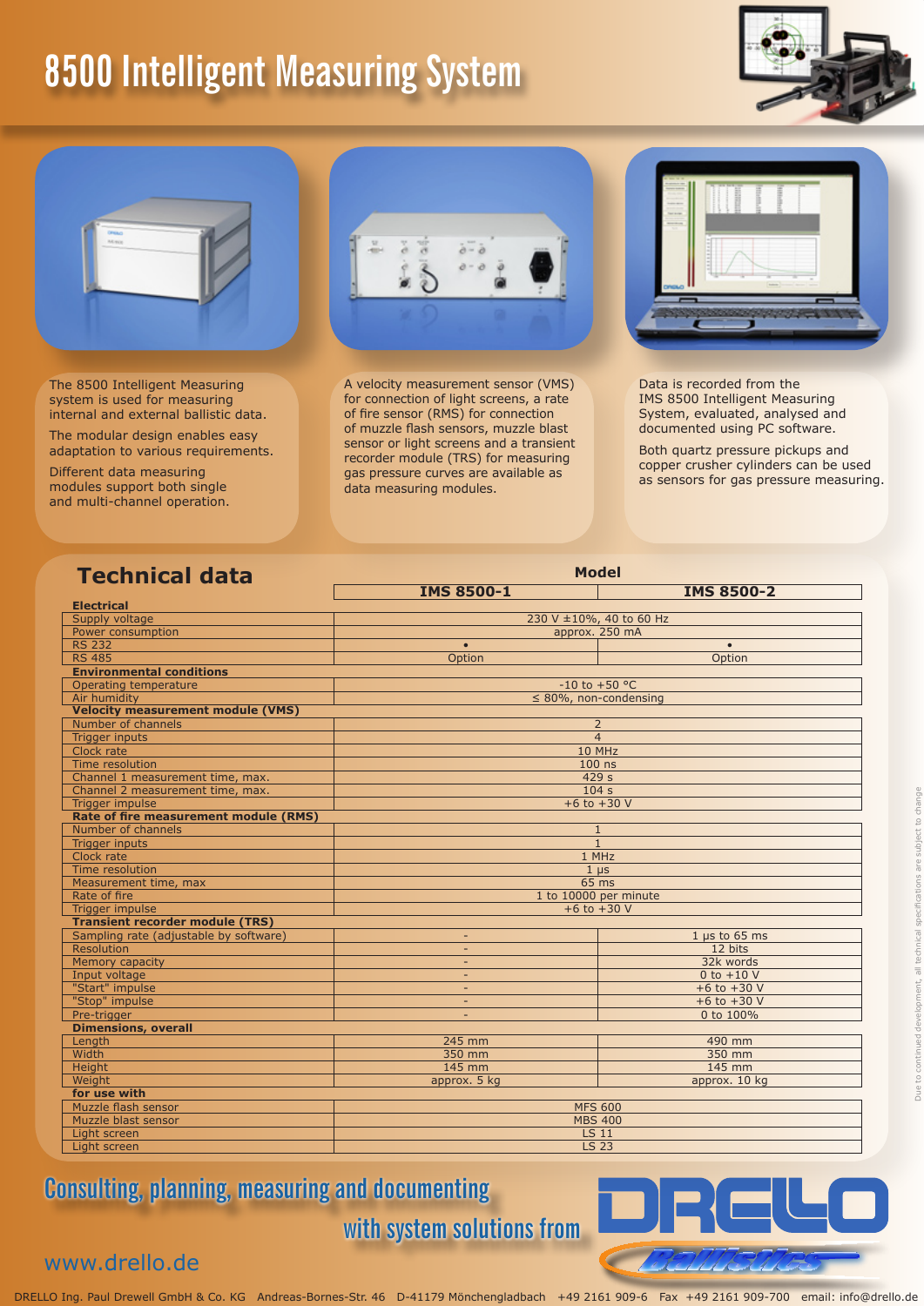# 8500 Intelligent Measuring System

The 8500 Intelligent Measuring system is used for measuring internal and external ballistic data.

The modular design enables easy adaptation to various requirements.

Different data measuring modules support both single and multi-channel operation.

A velocity measurement sensor (VMS) for connection of light screens, a rate of fire sensor (RMS) for connection of muzzle flash sensors, muzzle blast sensor or light screens and a transient recorder module (TRS) for measuring gas pressure curves are available as data measuring modules.

Data is recorded from the IMS 8500 Intelligent Measuring System, evaluated, analysed and documented using PC software.

Both quartz pressure pickups and copper crusher cylinders can be used as sensors for gas pressure measuring.

## Technical data

| | Model | |
|---|---|---|
| | **IMS 8500-1** | **IMS 8500-2** |
| **Electrical** | | |
| Supply voltage | 230 V ±10%, 40 to 60 Hz | |
| Power consumption | approx. 250 mA | |
| RS 232 | • | • |
| RS 485 | Option | Option |
| **Environmental conditions** | | |
| Operating temperature | -10 to +50 °C | |
| Air humidity | ≤ 80%, non-condensing | |
| **Velocity measurement module (VMS)** | | |
| Number of channels | 2 | |
| Trigger inputs | 4 | |
| Clock rate | 10 MHz | |
| Time resolution | 100 ns | |
| Channel 1 measurement time, max. | 429 s | |
| Channel 2 measurement time, max. | 104 s | |
| Trigger impulse | +6 to +30 V | |
| **Rate of fire measurement module (RMS)** | | |
| Number of channels | 1 | |
| Trigger inputs | 1 | |
| Clock rate | 1 MHz | |
| Time resolution | 1 µs | |
| Measurement time, max | 65 ms | |
| Rate of fire | 1 to 10000 per minute | |
| Trigger impulse | +6 to +30 V | |
| **Transient recorder module (TRS)** | | |
| Sampling rate (adjustable by software) | - | 1 µs to 65 ms |
| Resolution | - | 12 bits |
| Memory capacity | - | 32k words |
| Input voltage | - | 0 to +10 V |
| "Start" impulse | - | +6 to +30 V |
| "Stop" impulse | - | +6 to +30 V |
| Pre-trigger | - | 0 to 100% |
| **Dimensions, overall** | | |
| Length | 245 mm | 490 mm |
| Width | 350 mm | 350 mm |
| Height | 145 mm | 145 mm |
| Weight | approx. 5 kg | approx. 10 kg |
| **for use with** | | |
| Muzzle flash sensor | MFS 600 | |
| Muzzle blast sensor | MBS 400 | |
| Light screen | LS 11 | |
| Light screen | LS 23 | |

Due to continued development, all technical specifications are subject to change

Consulting, planning, measuring and documenting with system solutions from DRELLO Ballistics

www.drello.de

DRELLO Ing. Paul Drewell GmbH & Co. KG Andreas-Bornes-Str. 46 D-41179 Mönchengladbach +49 2161 909-6 Fax +49 2161 909-700 email: info@drello.de